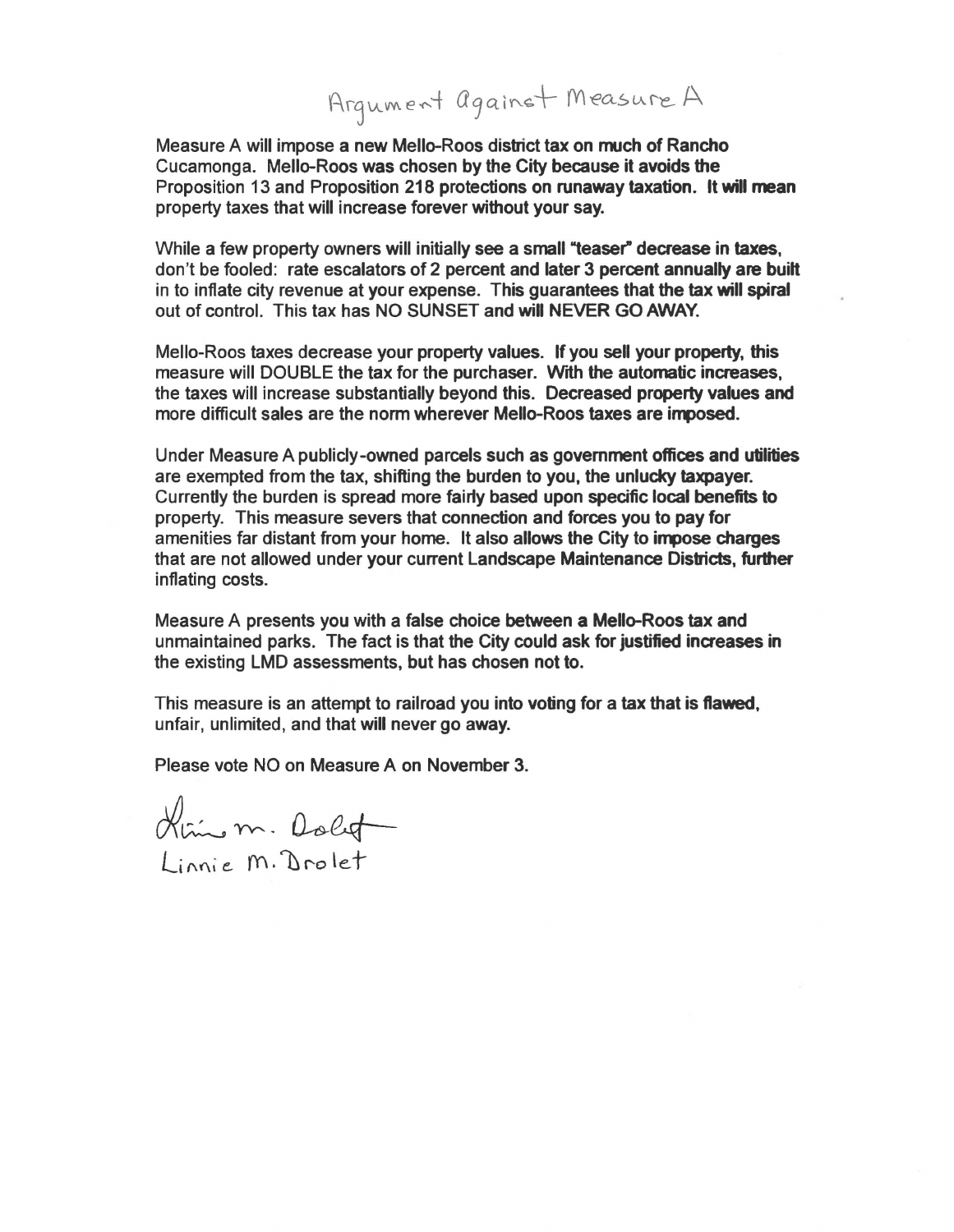# Argument Against Measure A

Measure A will impose a new Mello-Roos district tax on much of Rancho Cucamonga. Mello-Roos was chosen by the City because it avoids the Proposition 13 and Proposition 218 protections on runaway taxation. It will mean property taxes that will increase forever without your say.

While a few property owners will initially see a small "teaser" decrease in taxes, don't be fooled: rate escalators of 2 percent and later 3 percent annually are built in to inflate city revenue at your expense. This guarantees that the tax will spiral out of control. This tax has NO SUNSET and will NEVER GO AWAY.

Mello-Roos taxes decrease your property values. If you sell your property, this measure will DOUBLE the tax for the purchaser. With the automatic increases, the taxes will increase substantially beyond this. Decreased property values and more difficult sales are the norm wherever Mello-Roos taxes are imposed.

Under Measure A publicly-owned parcels such as government offices and utilities are exempted from the tax, shifting the burden to you, the unlucky taxpayer. Currently the burden is spread more fairly based upon specific local benefits to property. This measure severs that connection and forces you to pay for amenities far distant from your home. It also allows the City to impose charges that are not allowed under your current Landscape Maintenance Districts, further inflating costs.

Measure A presents you with a false choice between a Mello-Roos tax and unmaintained parks. The fact is that the City could ask for justified increases in the existing LMD assessments, but has chosen not to.

This measure is an attempt to railroad you into voting for a tax that is flawed, unfair, unlimited, and that will never go away.

Please vote NO on Measure A on November 3.

Linnie M. Drolet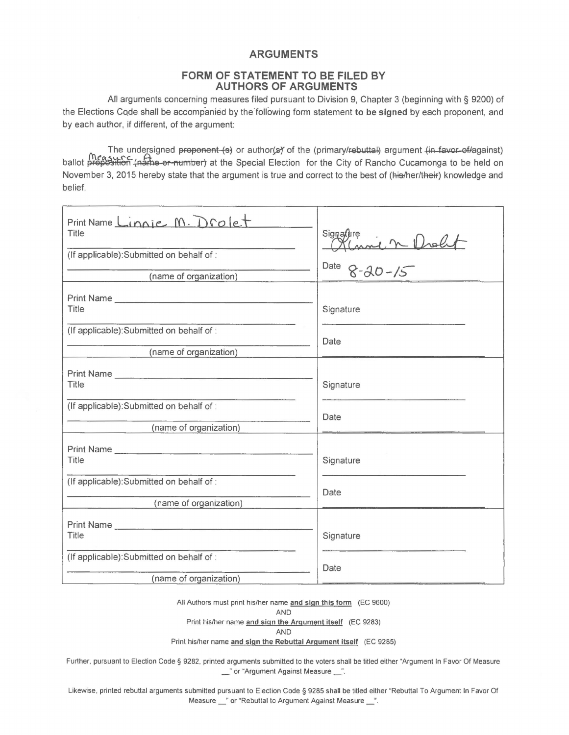## ARGUMENTS

### FORM OF STATEMENT TO BE FILED BY AUTHORS OF ARGUMENTS

All arguments concerning measures filed pursuant to Division 9, Chapter 3 (beginning with § 9200) of the Elections Code shall be accompanied by the following form statement **to be signed** by each proponent, and by each author, if different, of the argument:

The undersigned ~~proponent (s)~~ or author~~(s)~~ of the (primary/~~rebuttal~~) argument ~~(in favor of/~~against) ballot ~~proposition (name or number)~~ Measure A at the Special Election for the City of Rancho Cucamonga to be held on November 3, 2015 hereby state that the argument is true and correct to the best of (~~his~~/her/~~their~~) knowledge and belief.

| | |
|---|---|
| Print Name Linnie M. Drolet<br>Title<br>(If applicable): Submitted on behalf of :<br>(name of organization) | Signature Linnie M. Drolet<br>Date 8-20-15 |
| Print Name<br>Title<br>(If applicable): Submitted on behalf of :<br>(name of organization) | Signature<br>Date |
| Print Name<br>Title<br>(If applicable): Submitted on behalf of :<br>(name of organization) | Signature<br>Date |
| Print Name<br>Title<br>(If applicable): Submitted on behalf of :<br>(name of organization) | Signature<br>Date |
| Print Name<br>Title<br>(If applicable): Submitted on behalf of :<br>(name of organization) | Signature<br>Date |

All Authors must print his/her name **and sign this form** (EC 9600)

AND

Print his/her name **and sign the Argument itself** (EC 9283)

AND

Print his/her name **and sign the Rebuttal Argument itself** (EC 9285)

Further, pursuant to Election Code § 9282, printed arguments submitted to the voters shall be titled either "Argument In Favor Of Measure __" or "Argument Against Measure __".

Likewise, printed rebuttal arguments submitted pursuant to Election Code § 9285 shall be titled either "Rebuttal To Argument In Favor Of Measure __" or "Rebuttal to Argument Against Measure __".